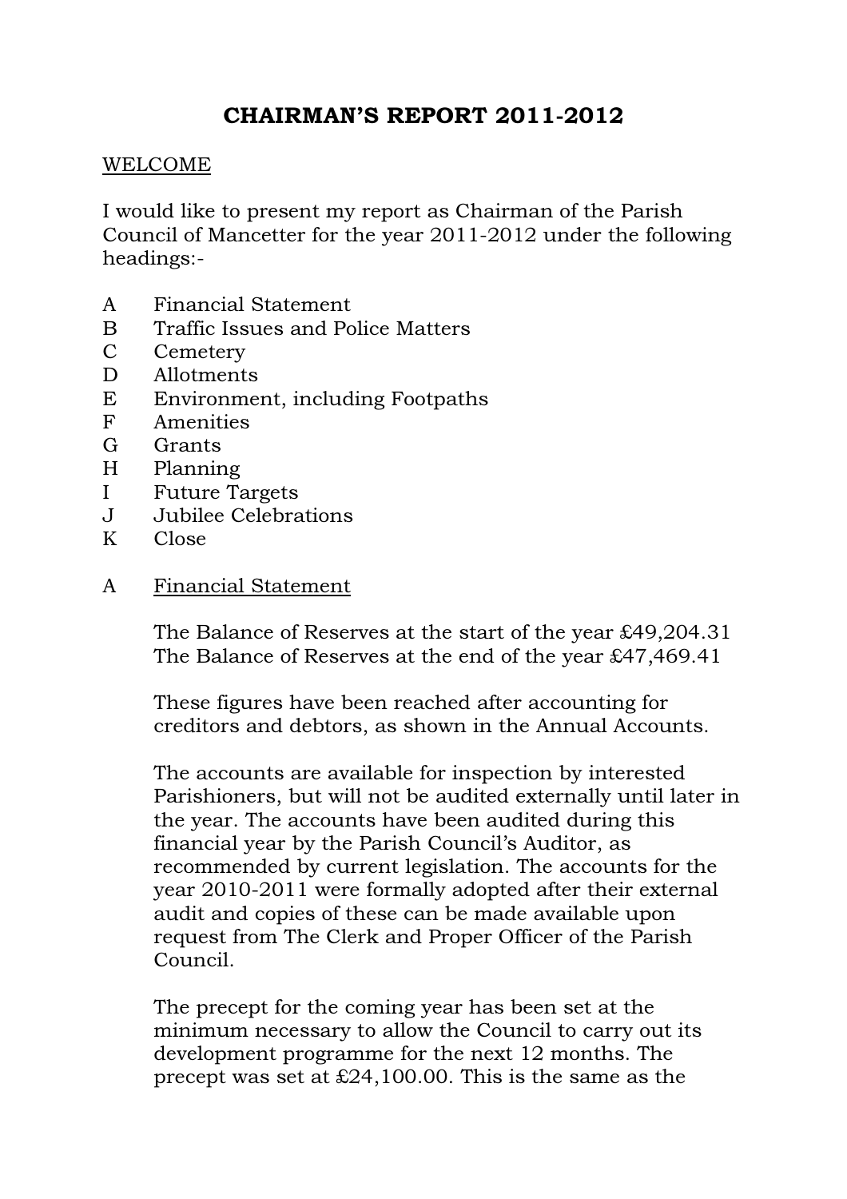# CHAIRMAN'S REPORT 2011-2012

WELCOME

I would like to present my report as Chairman of the Parish Council of Mancetter for the year 2011-2012 under the following headings:-

A Financial Statement
B Traffic Issues and Police Matters
C Cemetery
D Allotments
E Environment, including Footpaths
F Amenities
G Grants
H Planning
I Future Targets
J Jubilee Celebrations
K Close

## A Financial Statement

The Balance of Reserves at the start of the year £49,204.31
The Balance of Reserves at the end of the year £47,469.41

These figures have been reached after accounting for creditors and debtors, as shown in the Annual Accounts.

The accounts are available for inspection by interested Parishioners, but will not be audited externally until later in the year. The accounts have been audited during this financial year by the Parish Council's Auditor, as recommended by current legislation. The accounts for the year 2010-2011 were formally adopted after their external audit and copies of these can be made available upon request from The Clerk and Proper Officer of the Parish Council.

The precept for the coming year has been set at the minimum necessary to allow the Council to carry out its development programme for the next 12 months. The precept was set at £24,100.00. This is the same as the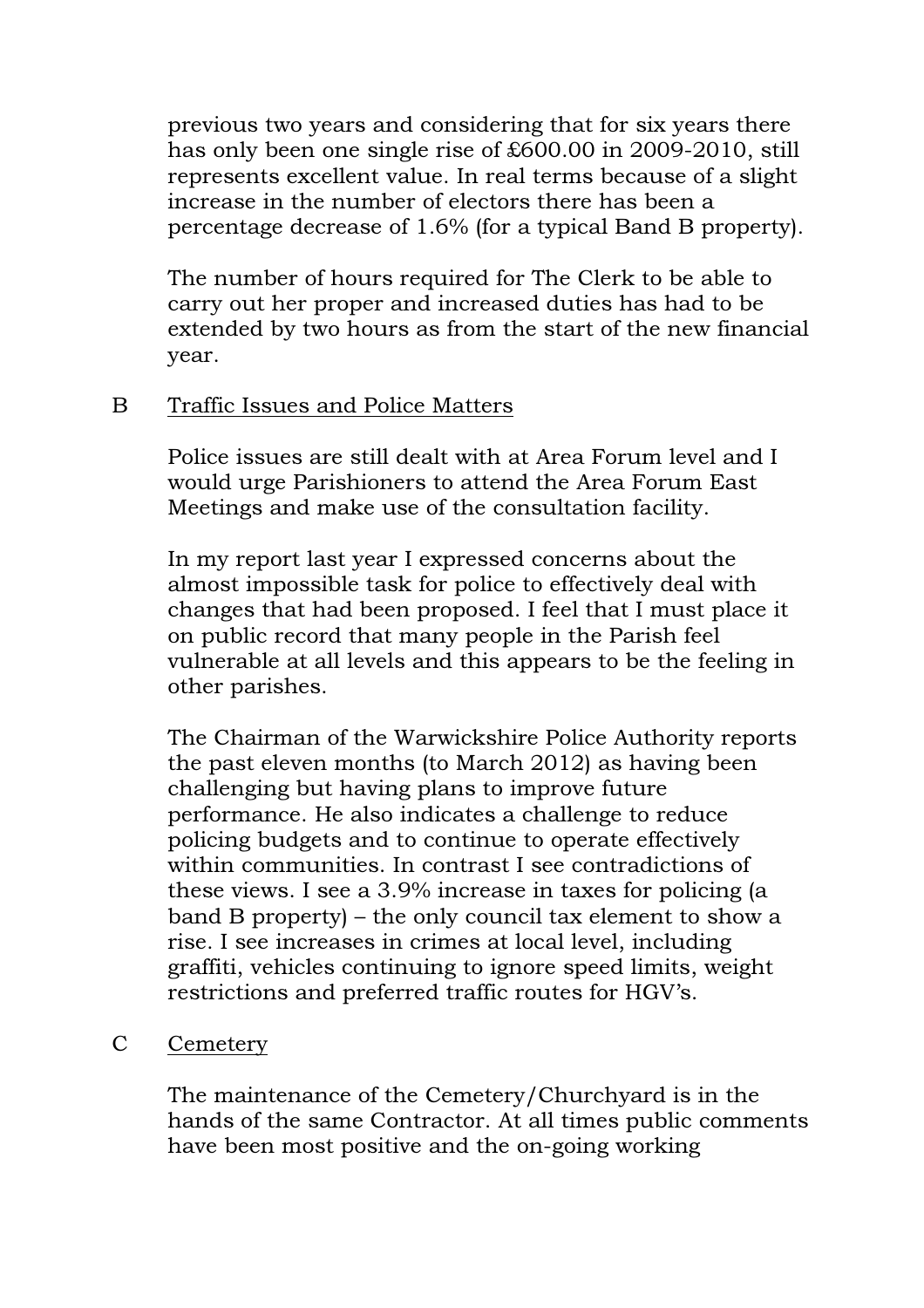previous two years and considering that for six years there has only been one single rise of £600.00 in 2009-2010, still represents excellent value. In real terms because of a slight increase in the number of electors there has been a percentage decrease of 1.6% (for a typical Band B property).

The number of hours required for The Clerk to be able to carry out her proper and increased duties has had to be extended by two hours as from the start of the new financial year.

B  Traffic Issues and Police Matters

Police issues are still dealt with at Area Forum level and I would urge Parishioners to attend the Area Forum East Meetings and make use of the consultation facility.

In my report last year I expressed concerns about the almost impossible task for police to effectively deal with changes that had been proposed. I feel that I must place it on public record that many people in the Parish feel vulnerable at all levels and this appears to be the feeling in other parishes.

The Chairman of the Warwickshire Police Authority reports the past eleven months (to March 2012) as having been challenging but having plans to improve future performance. He also indicates a challenge to reduce policing budgets and to continue to operate effectively within communities. In contrast I see contradictions of these views. I see a 3.9% increase in taxes for policing (a band B property) – the only council tax element to show a rise. I see increases in crimes at local level, including graffiti, vehicles continuing to ignore speed limits, weight restrictions and preferred traffic routes for HGV's.

C  Cemetery

The maintenance of the Cemetery/Churchyard is in the hands of the same Contractor. At all times public comments have been most positive and the on-going working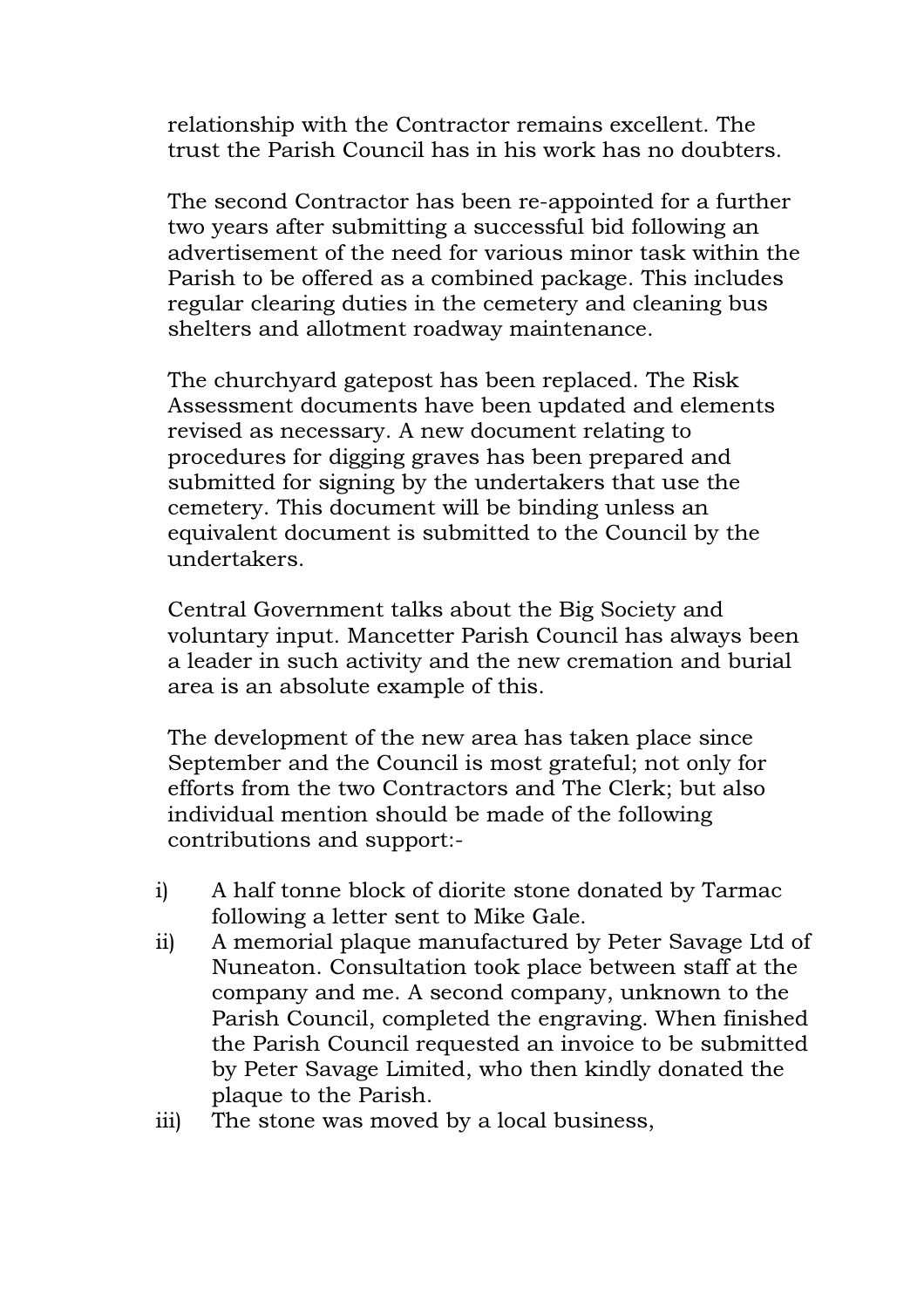relationship with the Contractor remains excellent. The trust the Parish Council has in his work has no doubters.

The second Contractor has been re-appointed for a further two years after submitting a successful bid following an advertisement of the need for various minor task within the Parish to be offered as a combined package. This includes regular clearing duties in the cemetery and cleaning bus shelters and allotment roadway maintenance.

The churchyard gatepost has been replaced. The Risk Assessment documents have been updated and elements revised as necessary. A new document relating to procedures for digging graves has been prepared and submitted for signing by the undertakers that use the cemetery. This document will be binding unless an equivalent document is submitted to the Council by the undertakers.

Central Government talks about the Big Society and voluntary input. Mancetter Parish Council has always been a leader in such activity and the new cremation and burial area is an absolute example of this.

The development of the new area has taken place since September and the Council is most grateful; not only for efforts from the two Contractors and The Clerk; but also individual mention should be made of the following contributions and support:-

i) A half tonne block of diorite stone donated by Tarmac following a letter sent to Mike Gale.
ii) A memorial plaque manufactured by Peter Savage Ltd of Nuneaton. Consultation took place between staff at the company and me. A second company, unknown to the Parish Council, completed the engraving. When finished the Parish Council requested an invoice to be submitted by Peter Savage Limited, who then kindly donated the plaque to the Parish.
iii) The stone was moved by a local business,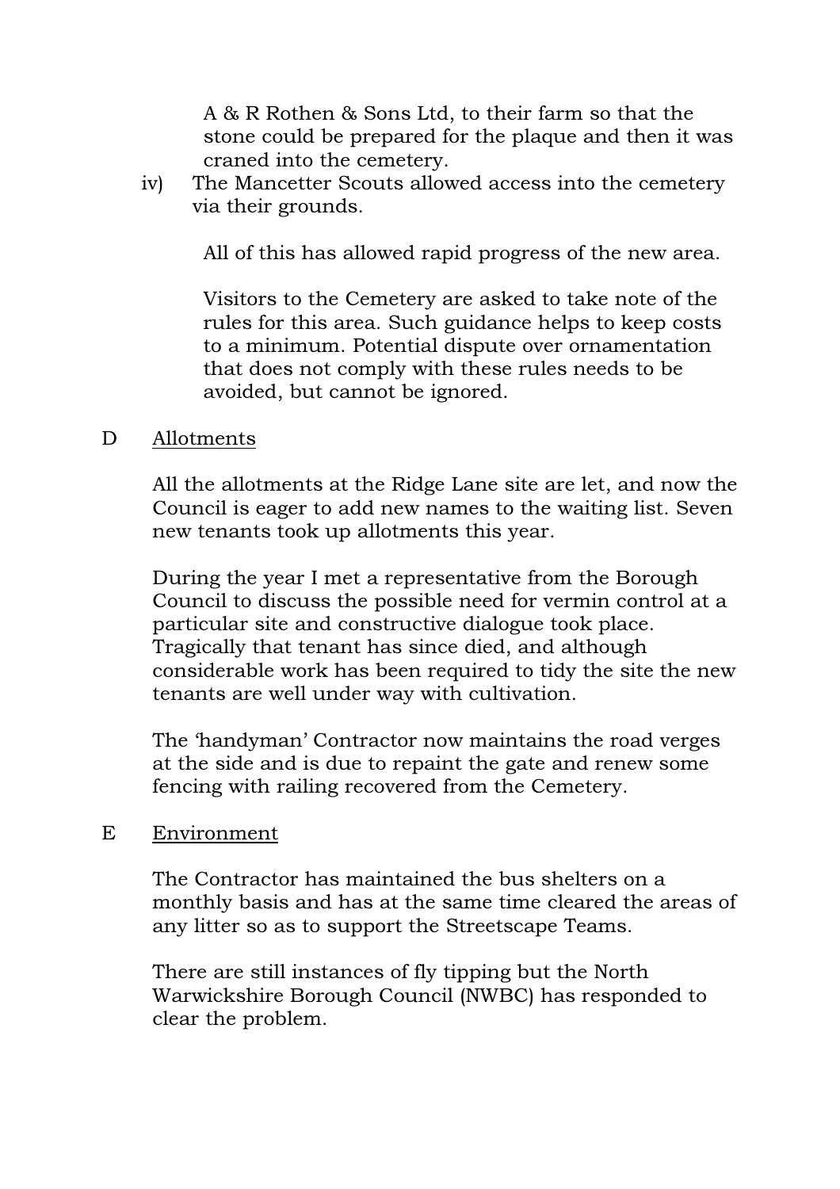A & R Rothen & Sons Ltd, to their farm so that the stone could be prepared for the plaque and then it was craned into the cemetery.

iv) The Mancetter Scouts allowed access into the cemetery via their grounds.

All of this has allowed rapid progress of the new area.

Visitors to the Cemetery are asked to take note of the rules for this area. Such guidance helps to keep costs to a minimum. Potential dispute over ornamentation that does not comply with these rules needs to be avoided, but cannot be ignored.

D <u>Allotments</u>

All the allotments at the Ridge Lane site are let, and now the Council is eager to add new names to the waiting list. Seven new tenants took up allotments this year.

During the year I met a representative from the Borough Council to discuss the possible need for vermin control at a particular site and constructive dialogue took place. Tragically that tenant has since died, and although considerable work has been required to tidy the site the new tenants are well under way with cultivation.

The 'handyman' Contractor now maintains the road verges at the side and is due to repaint the gate and renew some fencing with railing recovered from the Cemetery.

E <u>Environment</u>

The Contractor has maintained the bus shelters on a monthly basis and has at the same time cleared the areas of any litter so as to support the Streetscape Teams.

There are still instances of fly tipping but the North Warwickshire Borough Council (NWBC) has responded to clear the problem.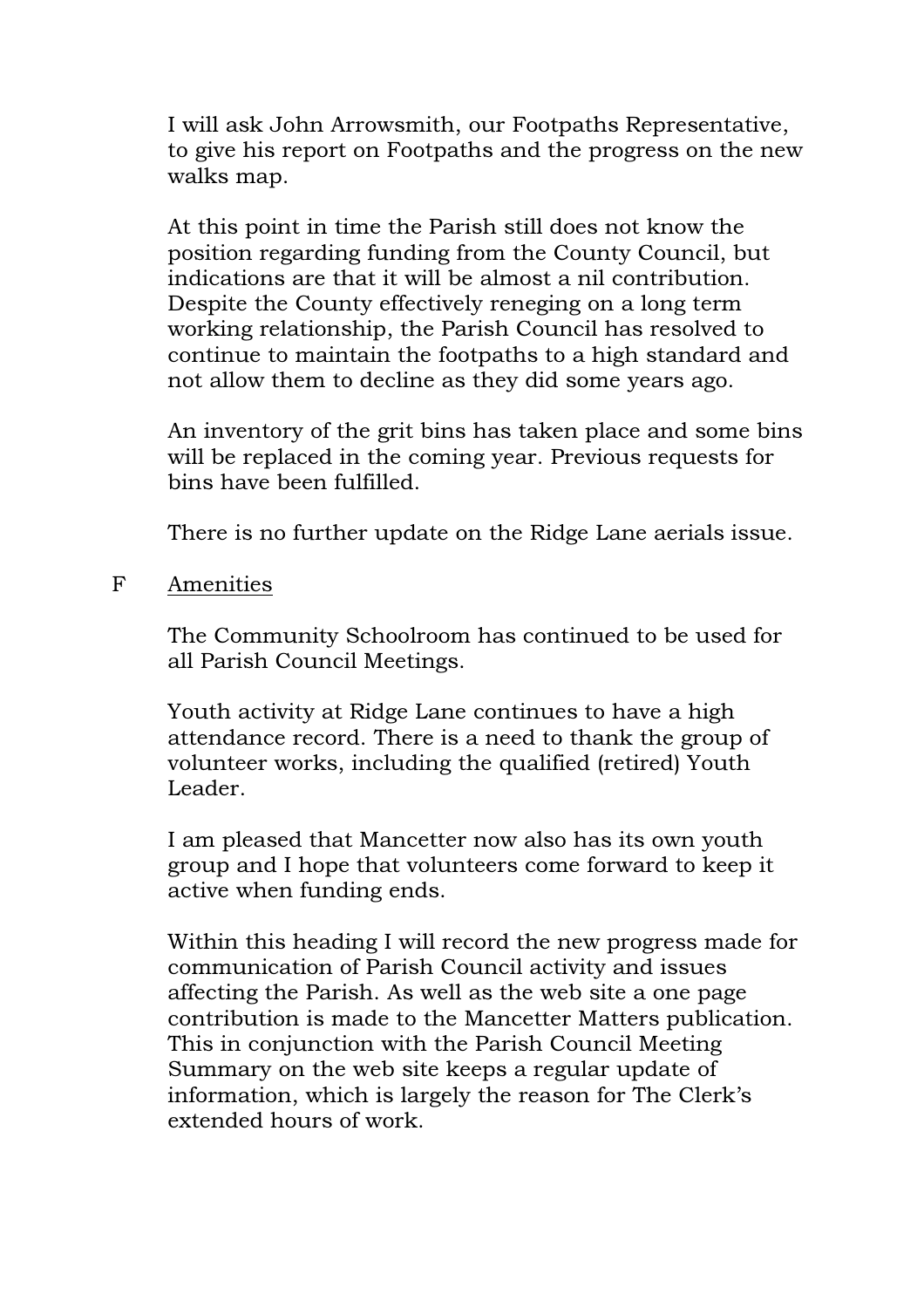I will ask John Arrowsmith, our Footpaths Representative, to give his report on Footpaths and the progress on the new walks map.

At this point in time the Parish still does not know the position regarding funding from the County Council, but indications are that it will be almost a nil contribution. Despite the County effectively reneging on a long term working relationship, the Parish Council has resolved to continue to maintain the footpaths to a high standard and not allow them to decline as they did some years ago.

An inventory of the grit bins has taken place and some bins will be replaced in the coming year. Previous requests for bins have been fulfilled.

There is no further update on the Ridge Lane aerials issue.

F <u>Amenities</u>

The Community Schoolroom has continued to be used for all Parish Council Meetings.

Youth activity at Ridge Lane continues to have a high attendance record. There is a need to thank the group of volunteer works, including the qualified (retired) Youth Leader.

I am pleased that Mancetter now also has its own youth group and I hope that volunteers come forward to keep it active when funding ends.

Within this heading I will record the new progress made for communication of Parish Council activity and issues affecting the Parish. As well as the web site a one page contribution is made to the Mancetter Matters publication. This in conjunction with the Parish Council Meeting Summary on the web site keeps a regular update of information, which is largely the reason for The Clerk's extended hours of work.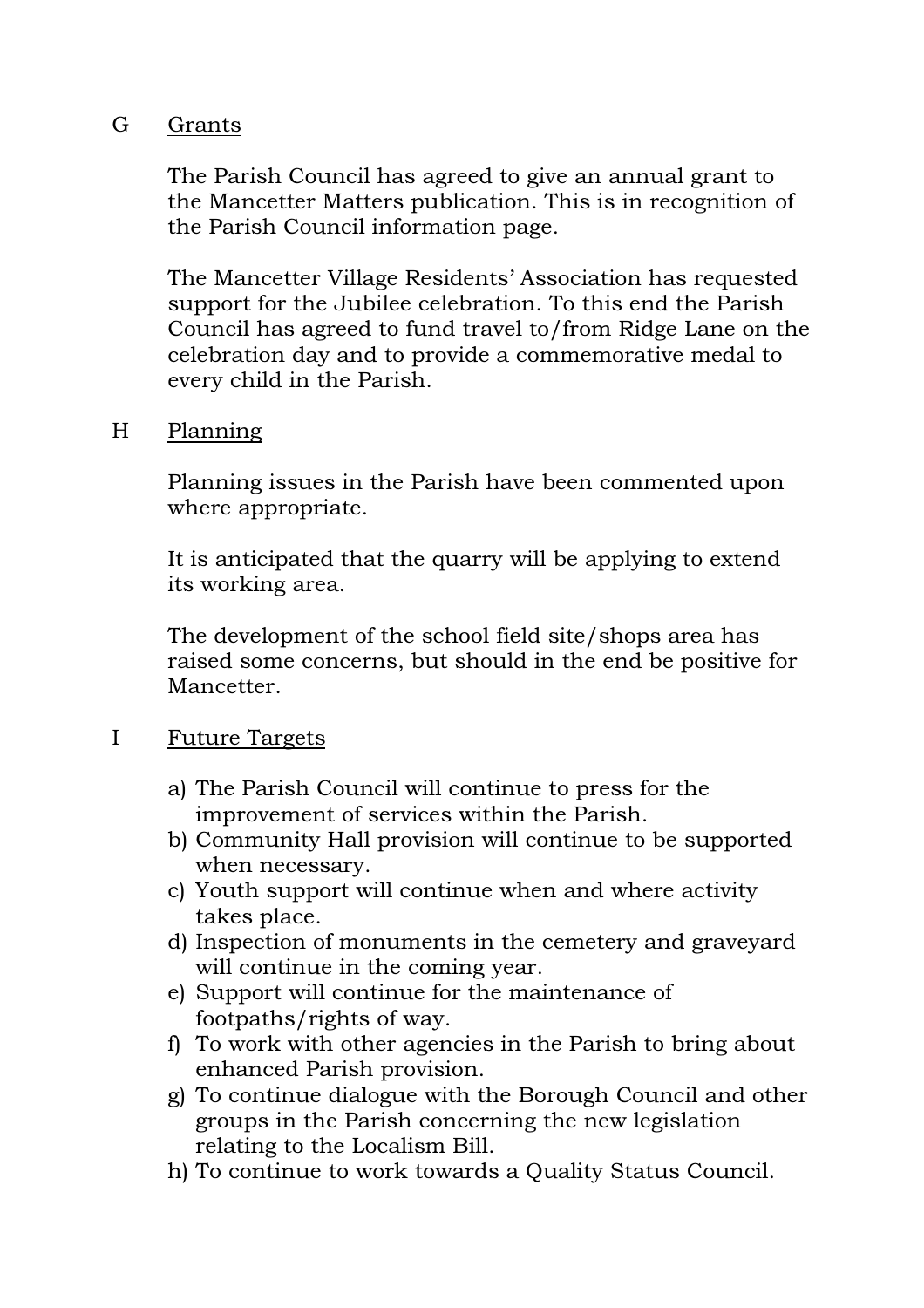## G Grants

The Parish Council has agreed to give an annual grant to the Mancetter Matters publication. This is in recognition of the Parish Council information page.

The Mancetter Village Residents' Association has requested support for the Jubilee celebration. To this end the Parish Council has agreed to fund travel to/from Ridge Lane on the celebration day and to provide a commemorative medal to every child in the Parish.

## H Planning

Planning issues in the Parish have been commented upon where appropriate.

It is anticipated that the quarry will be applying to extend its working area.

The development of the school field site/shops area has raised some concerns, but should in the end be positive for Mancetter.

## I Future Targets

a) The Parish Council will continue to press for the improvement of services within the Parish.
b) Community Hall provision will continue to be supported when necessary.
c) Youth support will continue when and where activity takes place.
d) Inspection of monuments in the cemetery and graveyard will continue in the coming year.
e) Support will continue for the maintenance of footpaths/rights of way.
f) To work with other agencies in the Parish to bring about enhanced Parish provision.
g) To continue dialogue with the Borough Council and other groups in the Parish concerning the new legislation relating to the Localism Bill.
h) To continue to work towards a Quality Status Council.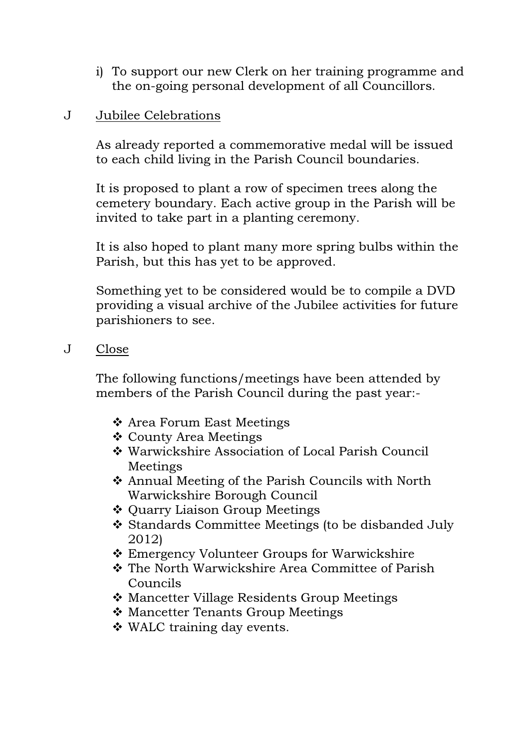i) To support our new Clerk on her training programme and the on-going personal development of all Councillors.

J <u>Jubilee Celebrations</u>

As already reported a commemorative medal will be issued to each child living in the Parish Council boundaries.

It is proposed to plant a row of specimen trees along the cemetery boundary. Each active group in the Parish will be invited to take part in a planting ceremony.

It is also hoped to plant many more spring bulbs within the Parish, but this has yet to be approved.

Something yet to be considered would be to compile a DVD providing a visual archive of the Jubilee activities for future parishioners to see.

J <u>Close</u>

The following functions/meetings have been attended by members of the Parish Council during the past year:-

- Area Forum East Meetings
- County Area Meetings
- Warwickshire Association of Local Parish Council Meetings
- Annual Meeting of the Parish Councils with North Warwickshire Borough Council
- Quarry Liaison Group Meetings
- Standards Committee Meetings (to be disbanded July 2012)
- Emergency Volunteer Groups for Warwickshire
- The North Warwickshire Area Committee of Parish Councils
- Mancetter Village Residents Group Meetings
- Mancetter Tenants Group Meetings
- WALC training day events.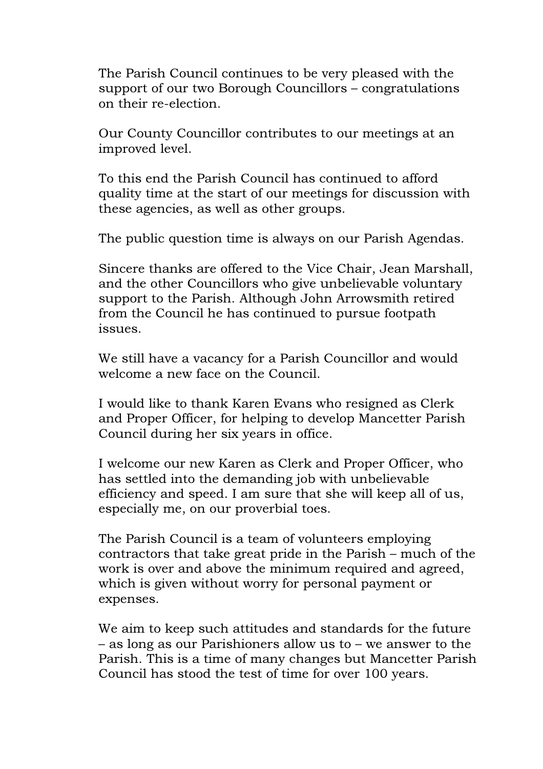The Parish Council continues to be very pleased with the support of our two Borough Councillors – congratulations on their re-election.

Our County Councillor contributes to our meetings at an improved level.

To this end the Parish Council has continued to afford quality time at the start of our meetings for discussion with these agencies, as well as other groups.

The public question time is always on our Parish Agendas.

Sincere thanks are offered to the Vice Chair, Jean Marshall, and the other Councillors who give unbelievable voluntary support to the Parish. Although John Arrowsmith retired from the Council he has continued to pursue footpath issues.

We still have a vacancy for a Parish Councillor and would welcome a new face on the Council.

I would like to thank Karen Evans who resigned as Clerk and Proper Officer, for helping to develop Mancetter Parish Council during her six years in office.

I welcome our new Karen as Clerk and Proper Officer, who has settled into the demanding job with unbelievable efficiency and speed. I am sure that she will keep all of us, especially me, on our proverbial toes.

The Parish Council is a team of volunteers employing contractors that take great pride in the Parish – much of the work is over and above the minimum required and agreed, which is given without worry for personal payment or expenses.

We aim to keep such attitudes and standards for the future – as long as our Parishioners allow us to – we answer to the Parish. This is a time of many changes but Mancetter Parish Council has stood the test of time for over 100 years.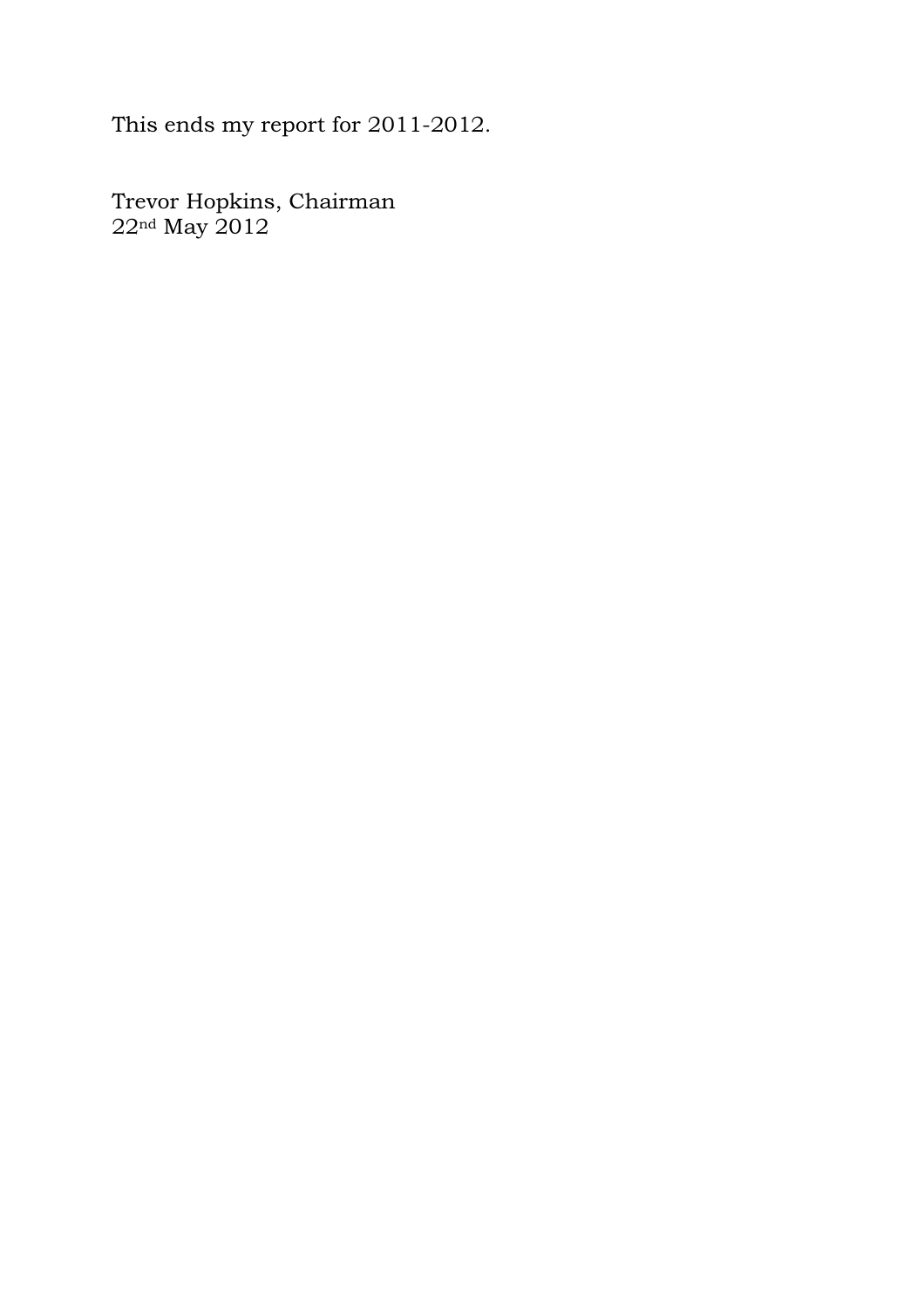This ends my report for 2011-2012.

Trevor Hopkins, Chairman
22nd May 2012